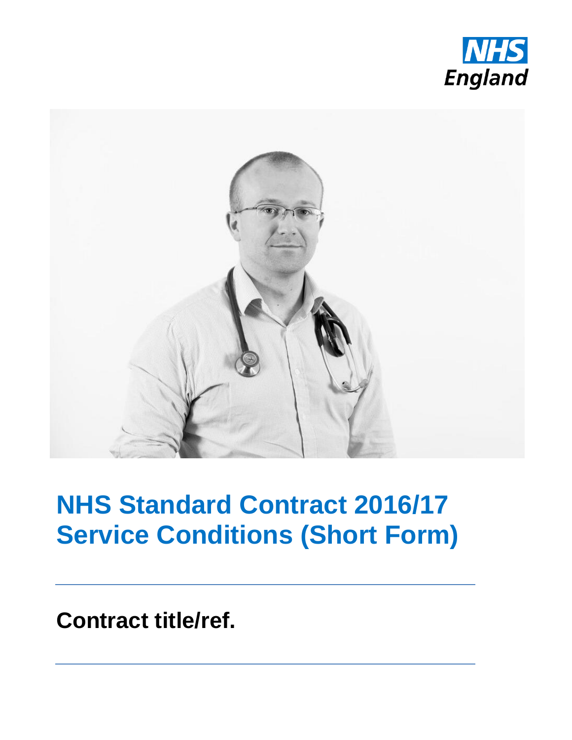NHS England

# NHS Standard Contract 2016/17 Service Conditions (Short Form)

**Contract title/ref.**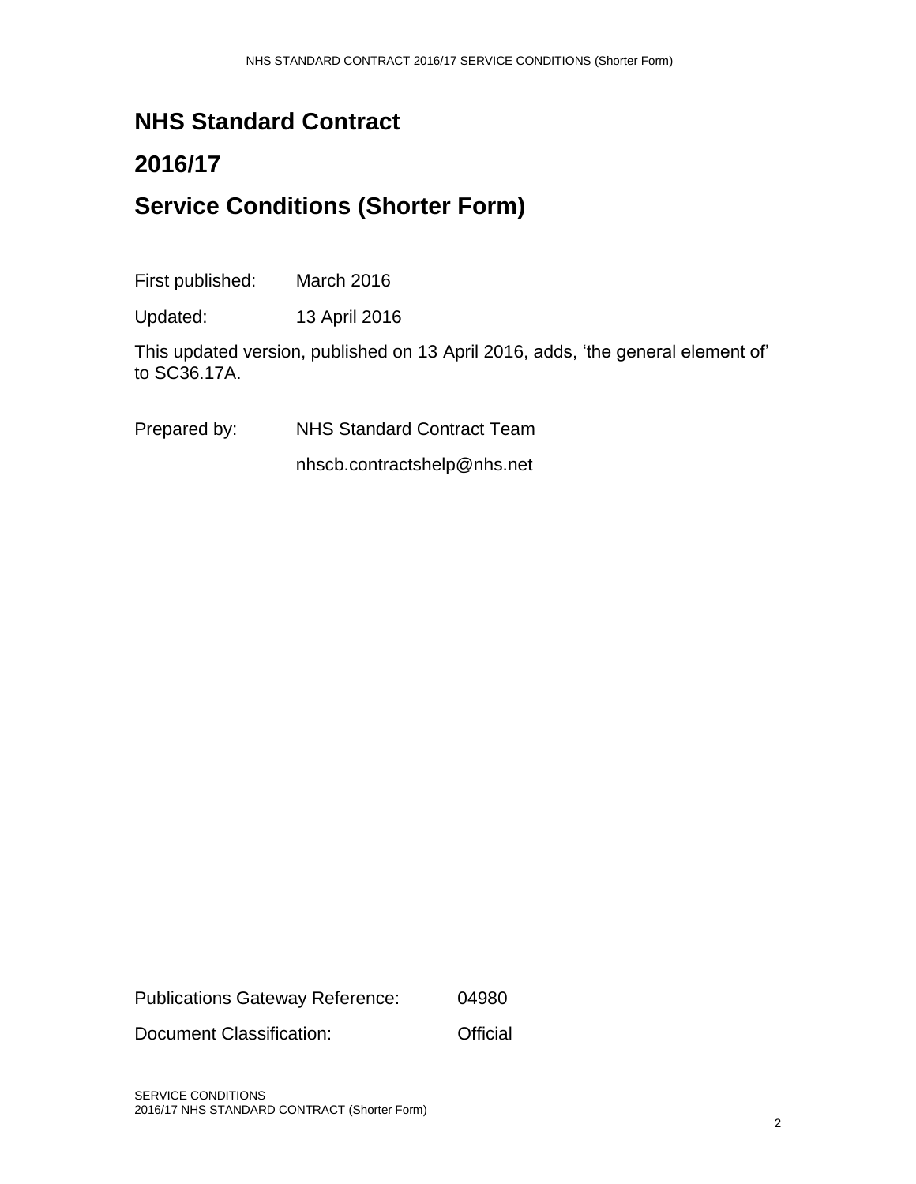# NHS Standard Contract

# 2016/17

# Service Conditions (Shorter Form)

First published: March 2016

Updated: 13 April 2016

This updated version, published on 13 April 2016, adds, 'the general element of' to SC36.17A.

Prepared by: NHS Standard Contract Team

nhscb.contractshelp@nhs.net

Publications Gateway Reference: 04980

Document Classification: Official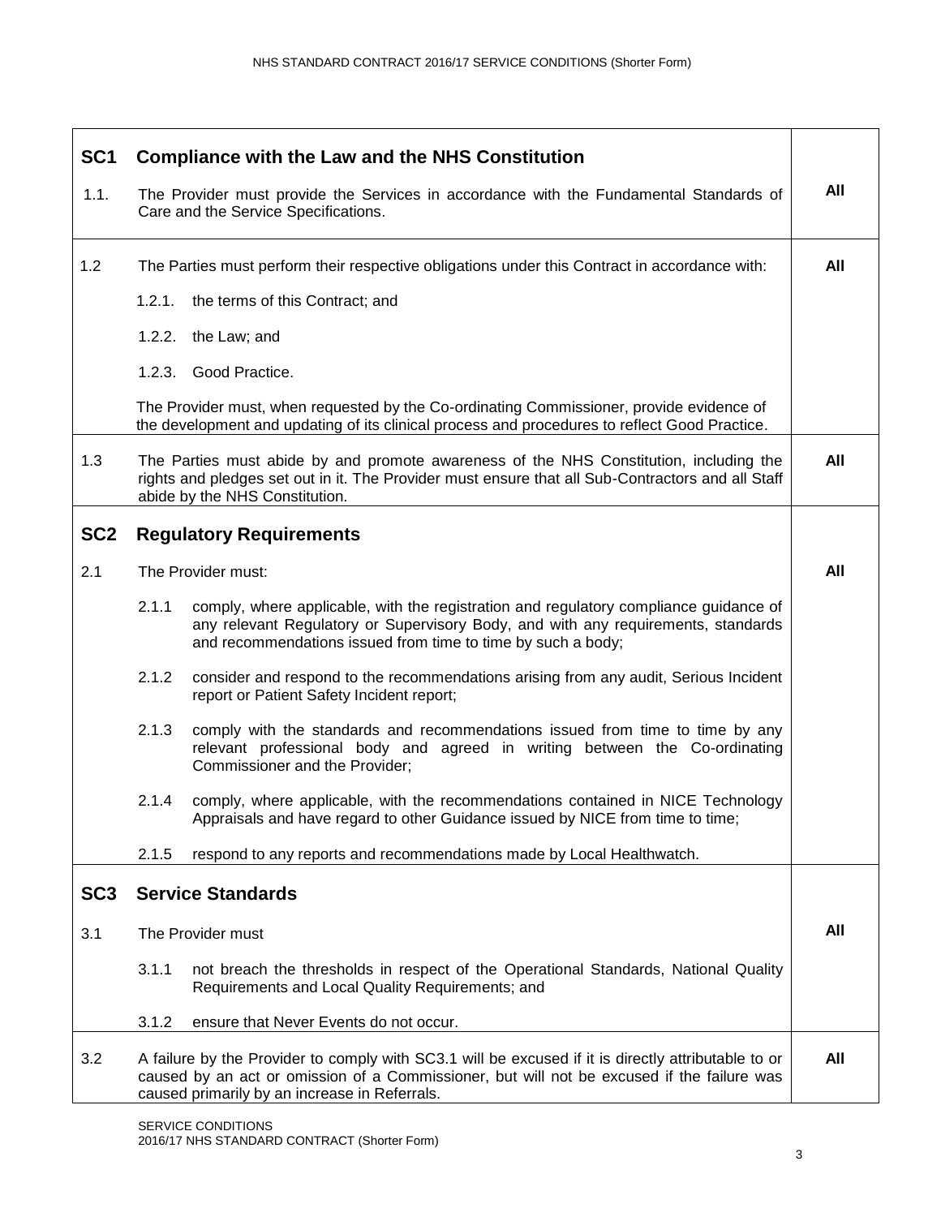## SC1 Compliance with the Law and the NHS Constitution

| | | |
|---|---|---|
| 1.1. | The Provider must provide the Services in accordance with the Fundamental Standards of Care and the Service Specifications. | **All** |
| 1.2 | The Parties must perform their respective obligations under this Contract in accordance with:<br><br>1.2.1. the terms of this Contract; and<br><br>1.2.2. the Law; and<br><br>1.2.3. Good Practice.<br><br>The Provider must, when requested by the Co-ordinating Commissioner, provide evidence of the development and updating of its clinical process and procedures to reflect Good Practice. | **All** |
| 1.3 | The Parties must abide by and promote awareness of the NHS Constitution, including the rights and pledges set out in it. The Provider must ensure that all Sub-Contractors and all Staff abide by the NHS Constitution. | **All** |

## SC2 Regulatory Requirements

| | | |
|---|---|---|
| 2.1 | The Provider must:<br><br>2.1.1 comply, where applicable, with the registration and regulatory compliance guidance of any relevant Regulatory or Supervisory Body, and with any requirements, standards and recommendations issued from time to time by such a body;<br><br>2.1.2 consider and respond to the recommendations arising from any audit, Serious Incident report or Patient Safety Incident report;<br><br>2.1.3 comply with the standards and recommendations issued from time to time by any relevant professional body and agreed in writing between the Co-ordinating Commissioner and the Provider;<br><br>2.1.4 comply, where applicable, with the recommendations contained in NICE Technology Appraisals and have regard to other Guidance issued by NICE from time to time;<br><br>2.1.5 respond to any reports and recommendations made by Local Healthwatch. | **All** |

## SC3 Service Standards

| | | |
|---|---|---|
| 3.1 | The Provider must<br><br>3.1.1 not breach the thresholds in respect of the Operational Standards, National Quality Requirements and Local Quality Requirements; and<br><br>3.1.2 ensure that Never Events do not occur. | **All** |
| 3.2 | A failure by the Provider to comply with SC3.1 will be excused if it is directly attributable to or caused by an act or omission of a Commissioner, but will not be excused if the failure was caused primarily by an increase in Referrals. | **All** |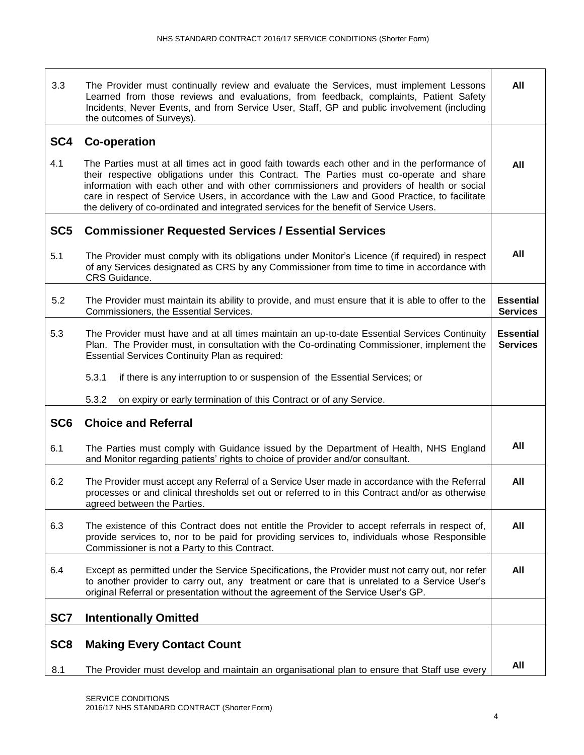| | | |
|---|---|---|
| 3.3 | The Provider must continually review and evaluate the Services, must implement Lessons Learned from those reviews and evaluations, from feedback, complaints, Patient Safety Incidents, Never Events, and from Service User, Staff, GP and public involvement (including the outcomes of Surveys). | **All** |
| **SC4** | **Co-operation** | |
| 4.1 | The Parties must at all times act in good faith towards each other and in the performance of their respective obligations under this Contract. The Parties must co-operate and share information with each other and with other commissioners and providers of health or social care in respect of Service Users, in accordance with the Law and Good Practice, to facilitate the delivery of co-ordinated and integrated services for the benefit of Service Users. | **All** |
| **SC5** | **Commissioner Requested Services / Essential Services** | |
| 5.1 | The Provider must comply with its obligations under Monitor's Licence (if required) in respect of any Services designated as CRS by any Commissioner from time to time in accordance with CRS Guidance. | **All** |
| 5.2 | The Provider must maintain its ability to provide, and must ensure that it is able to offer to the Commissioners, the Essential Services. | **Essential Services** |
| 5.3 | The Provider must have and at all times maintain an up-to-date Essential Services Continuity Plan. The Provider must, in consultation with the Co-ordinating Commissioner, implement the Essential Services Continuity Plan as required:<br><br>5.3.1 if there is any interruption to or suspension of the Essential Services; or<br><br>5.3.2 on expiry or early termination of this Contract or of any Service. | **Essential Services** |
| **SC6** | **Choice and Referral** | |
| 6.1 | The Parties must comply with Guidance issued by the Department of Health, NHS England and Monitor regarding patients' rights to choice of provider and/or consultant. | **All** |
| 6.2 | The Provider must accept any Referral of a Service User made in accordance with the Referral processes or and clinical thresholds set out or referred to in this Contract and/or as otherwise agreed between the Parties. | **All** |
| 6.3 | The existence of this Contract does not entitle the Provider to accept referrals in respect of, provide services to, nor to be paid for providing services to, individuals whose Responsible Commissioner is not a Party to this Contract. | **All** |
| 6.4 | Except as permitted under the Service Specifications, the Provider must not carry out, nor refer to another provider to carry out, any treatment or care that is unrelated to a Service User's original Referral or presentation without the agreement of the Service User's GP. | **All** |
| **SC7** | **Intentionally Omitted** | |
| **SC8** | **Making Every Contact Count** | |
| 8.1 | The Provider must develop and maintain an organisational plan to ensure that Staff use every | **All** |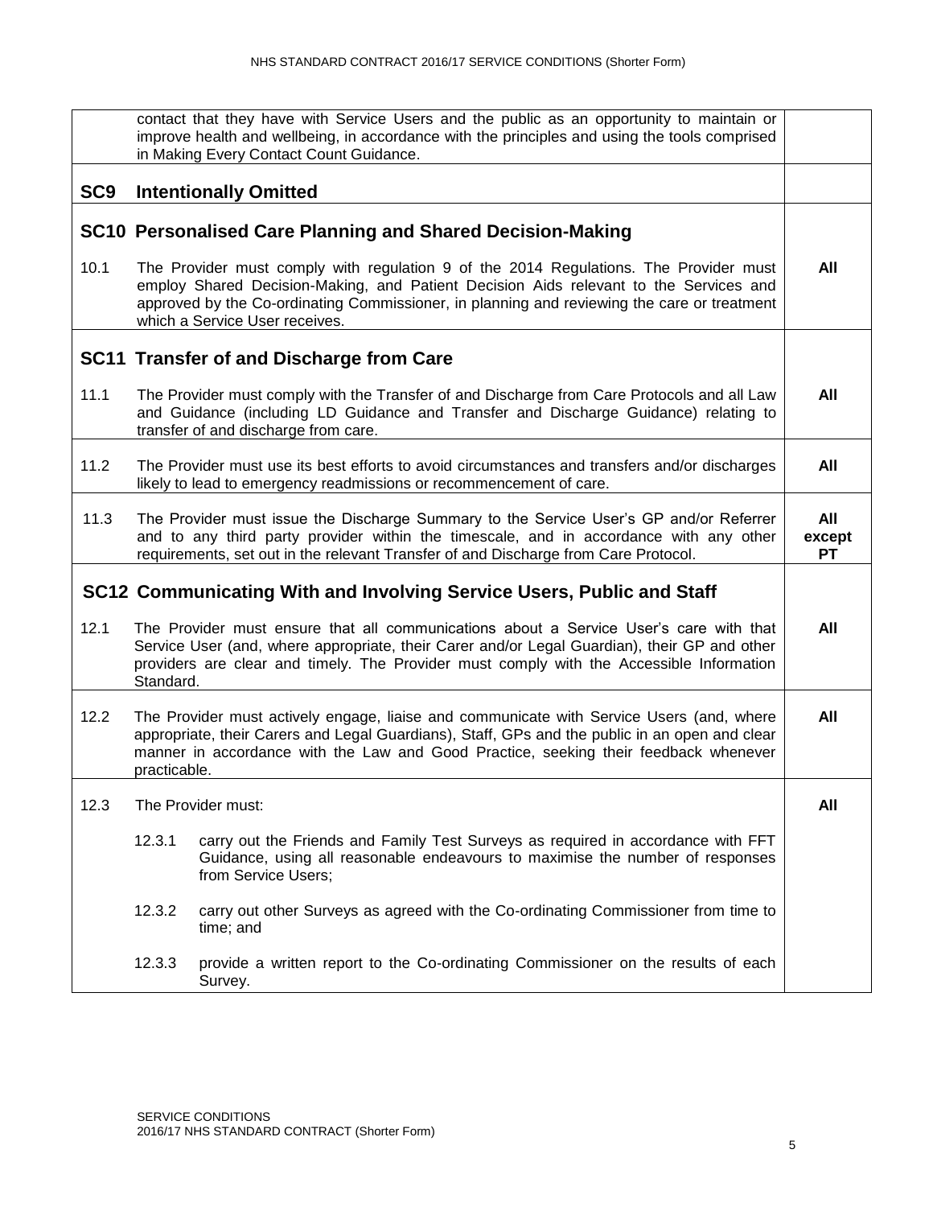| | | |
|---|---|---|
| | contact that they have with Service Users and the public as an opportunity to maintain or improve health and wellbeing, in accordance with the principles and using the tools comprised in Making Every Contact Count Guidance. | |
| **SC9** | **Intentionally Omitted** | |
| **SC10** | **Personalised Care Planning and Shared Decision-Making** | |
| 10.1 | The Provider must comply with regulation 9 of the 2014 Regulations. The Provider must employ Shared Decision-Making, and Patient Decision Aids relevant to the Services and approved by the Co-ordinating Commissioner, in planning and reviewing the care or treatment which a Service User receives. | **All** |
| **SC11** | **Transfer of and Discharge from Care** | |
| 11.1 | The Provider must comply with the Transfer of and Discharge from Care Protocols and all Law and Guidance (including LD Guidance and Transfer and Discharge Guidance) relating to transfer of and discharge from care. | **All** |
| 11.2 | The Provider must use its best efforts to avoid circumstances and transfers and/or discharges likely to lead to emergency readmissions or recommencement of care. | **All** |
| 11.3 | The Provider must issue the Discharge Summary to the Service User's GP and/or Referrer and to any third party provider within the timescale, and in accordance with any other requirements, set out in the relevant Transfer of and Discharge from Care Protocol. | **All except PT** |
| **SC12** | **Communicating With and Involving Service Users, Public and Staff** | |
| 12.1 | The Provider must ensure that all communications about a Service User's care with that Service User (and, where appropriate, their Carer and/or Legal Guardian), their GP and other providers are clear and timely. The Provider must comply with the Accessible Information Standard. | **All** |
| 12.2 | The Provider must actively engage, liaise and communicate with Service Users (and, where appropriate, their Carers and Legal Guardians), Staff, GPs and the public in an open and clear manner in accordance with the Law and Good Practice, seeking their feedback whenever practicable. | **All** |
| 12.3 | The Provider must:<br><br>12.3.1 carry out the Friends and Family Test Surveys as required in accordance with FFT Guidance, using all reasonable endeavours to maximise the number of responses from Service Users;<br><br>12.3.2 carry out other Surveys as agreed with the Co-ordinating Commissioner from time to time; and<br><br>12.3.3 provide a written report to the Co-ordinating Commissioner on the results of each Survey. | **All** |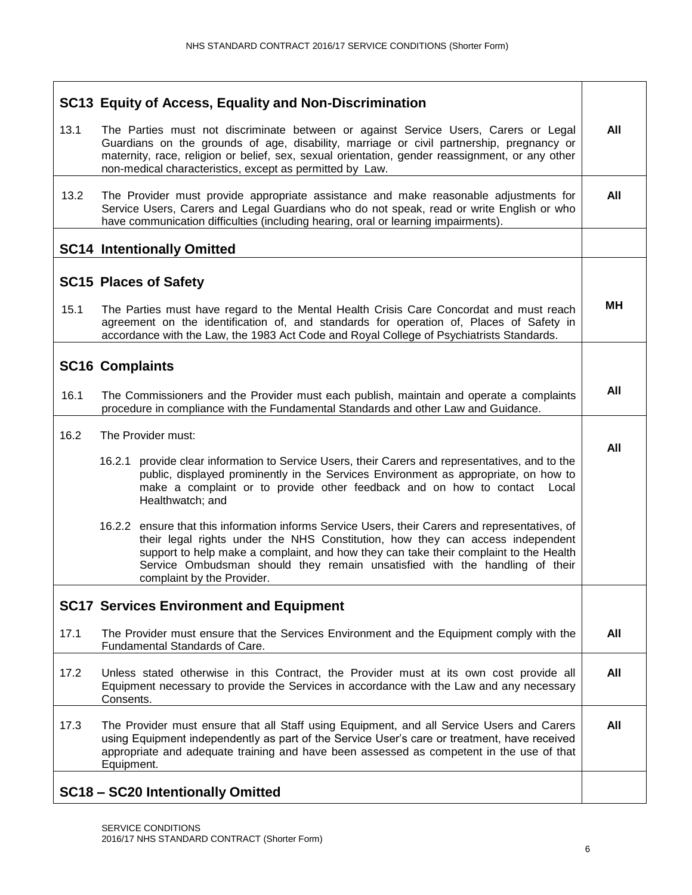| | | |
|---|---|---|
| **SC13 Equity of Access, Equality and Non-Discrimination** | | |
| 13.1 | The Parties must not discriminate between or against Service Users, Carers or Legal Guardians on the grounds of age, disability, marriage or civil partnership, pregnancy or maternity, race, religion or belief, sex, sexual orientation, gender reassignment, or any other non-medical characteristics, except as permitted by Law. | **All** |
| 13.2 | The Provider must provide appropriate assistance and make reasonable adjustments for Service Users, Carers and Legal Guardians who do not speak, read or write English or who have communication difficulties (including hearing, oral or learning impairments). | **All** |
| **SC14 Intentionally Omitted** | | |
| **SC15 Places of Safety** | | |
| 15.1 | The Parties must have regard to the Mental Health Crisis Care Concordat and must reach agreement on the identification of, and standards for operation of, Places of Safety in accordance with the Law, the 1983 Act Code and Royal College of Psychiatrists Standards. | **MH** |
| **SC16 Complaints** | | |
| 16.1 | The Commissioners and the Provider must each publish, maintain and operate a complaints procedure in compliance with the Fundamental Standards and other Law and Guidance. | **All** |
| 16.2 | The Provider must:<br><br>16.2.1 provide clear information to Service Users, their Carers and representatives, and to the public, displayed prominently in the Services Environment as appropriate, on how to make a complaint or to provide other feedback and on how to contact Local Healthwatch; and<br><br>16.2.2 ensure that this information informs Service Users, their Carers and representatives, of their legal rights under the NHS Constitution, how they can access independent support to help make a complaint, and how they can take their complaint to the Health Service Ombudsman should they remain unsatisfied with the handling of their complaint by the Provider. | **All** |
| **SC17 Services Environment and Equipment** | | |
| 17.1 | The Provider must ensure that the Services Environment and the Equipment comply with the Fundamental Standards of Care. | **All** |
| 17.2 | Unless stated otherwise in this Contract, the Provider must at its own cost provide all Equipment necessary to provide the Services in accordance with the Law and any necessary Consents. | **All** |
| 17.3 | The Provider must ensure that all Staff using Equipment, and all Service Users and Carers using Equipment independently as part of the Service User's care or treatment, have received appropriate and adequate training and have been assessed as competent in the use of that Equipment. | **All** |
| **SC18 – SC20 Intentionally Omitted** | | |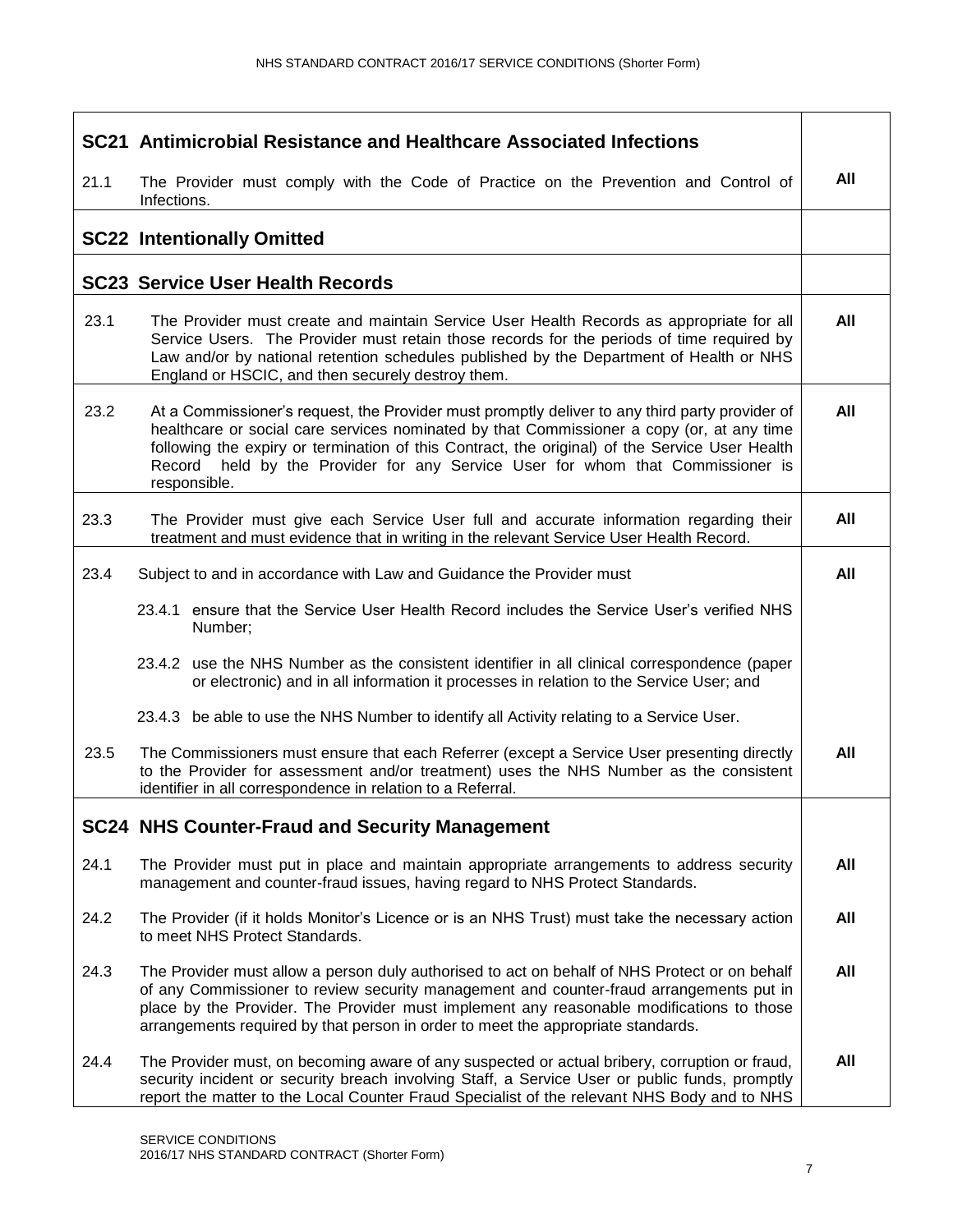| | | |
|---|---|---|
| **SC21** | **Antimicrobial Resistance and Healthcare Associated Infections** | |
| 21.1 | The Provider must comply with the Code of Practice on the Prevention and Control of Infections. | **All** |
| **SC22** | **Intentionally Omitted** | |
| **SC23** | **Service User Health Records** | |
| 23.1 | The Provider must create and maintain Service User Health Records as appropriate for all Service Users. The Provider must retain those records for the periods of time required by Law and/or by national retention schedules published by the Department of Health or NHS England or HSCIC, and then securely destroy them. | **All** |
| 23.2 | At a Commissioner's request, the Provider must promptly deliver to any third party provider of healthcare or social care services nominated by that Commissioner a copy (or, at any time following the expiry or termination of this Contract, the original) of the Service User Health Record held by the Provider for any Service User for whom that Commissioner is responsible. | **All** |
| 23.3 | The Provider must give each Service User full and accurate information regarding their treatment and must evidence that in writing in the relevant Service User Health Record. | **All** |
| 23.4 | Subject to and in accordance with Law and Guidance the Provider must<br><br>23.4.1 ensure that the Service User Health Record includes the Service User's verified NHS Number;<br><br>23.4.2 use the NHS Number as the consistent identifier in all clinical correspondence (paper or electronic) and in all information it processes in relation to the Service User; and<br><br>23.4.3 be able to use the NHS Number to identify all Activity relating to a Service User. | **All** |
| 23.5 | The Commissioners must ensure that each Referrer (except a Service User presenting directly to the Provider for assessment and/or treatment) uses the NHS Number as the consistent identifier in all correspondence in relation to a Referral. | **All** |
| **SC24** | **NHS Counter-Fraud and Security Management** | |
| 24.1 | The Provider must put in place and maintain appropriate arrangements to address security management and counter-fraud issues, having regard to NHS Protect Standards. | **All** |
| 24.2 | The Provider (if it holds Monitor's Licence or is an NHS Trust) must take the necessary action to meet NHS Protect Standards. | **All** |
| 24.3 | The Provider must allow a person duly authorised to act on behalf of NHS Protect or on behalf of any Commissioner to review security management and counter-fraud arrangements put in place by the Provider. The Provider must implement any reasonable modifications to those arrangements required by that person in order to meet the appropriate standards. | **All** |
| 24.4 | The Provider must, on becoming aware of any suspected or actual bribery, corruption or fraud, security incident or security breach involving Staff, a Service User or public funds, promptly report the matter to the Local Counter Fraud Specialist of the relevant NHS Body and to NHS | **All** |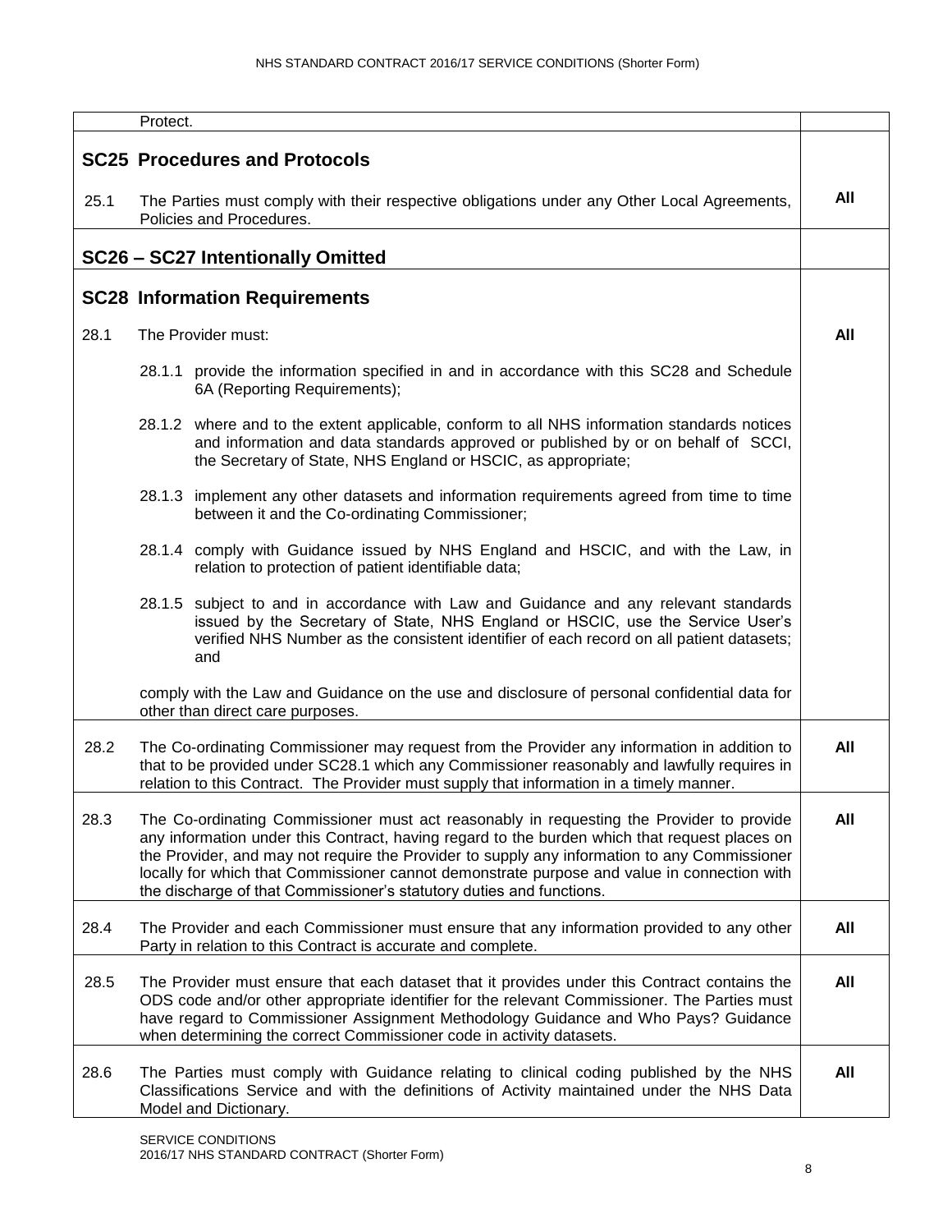| | | |
|---|---|---|
| | Protect. | |
| **SC25 Procedures and Protocols** | | |
| 25.1 | The Parties must comply with their respective obligations under any Other Local Agreements, Policies and Procedures. | **All** |
| **SC26 – SC27 Intentionally Omitted** | | |
| **SC28 Information Requirements** | | |
| 28.1 | The Provider must:<br><br>28.1.1 provide the information specified in and in accordance with this SC28 and Schedule 6A (Reporting Requirements);<br><br>28.1.2 where and to the extent applicable, conform to all NHS information standards notices and information and data standards approved or published by or on behalf of SCCI, the Secretary of State, NHS England or HSCIC, as appropriate;<br><br>28.1.3 implement any other datasets and information requirements agreed from time to time between it and the Co-ordinating Commissioner;<br><br>28.1.4 comply with Guidance issued by NHS England and HSCIC, and with the Law, in relation to protection of patient identifiable data;<br><br>28.1.5 subject to and in accordance with Law and Guidance and any relevant standards issued by the Secretary of State, NHS England or HSCIC, use the Service User's verified NHS Number as the consistent identifier of each record on all patient datasets; and<br><br>comply with the Law and Guidance on the use and disclosure of personal confidential data for other than direct care purposes. | **All** |
| 28.2 | The Co-ordinating Commissioner may request from the Provider any information in addition to that to be provided under SC28.1 which any Commissioner reasonably and lawfully requires in relation to this Contract. The Provider must supply that information in a timely manner. | **All** |
| 28.3 | The Co-ordinating Commissioner must act reasonably in requesting the Provider to provide any information under this Contract, having regard to the burden which that request places on the Provider, and may not require the Provider to supply any information to any Commissioner locally for which that Commissioner cannot demonstrate purpose and value in connection with the discharge of that Commissioner's statutory duties and functions. | **All** |
| 28.4 | The Provider and each Commissioner must ensure that any information provided to any other Party in relation to this Contract is accurate and complete. | **All** |
| 28.5 | The Provider must ensure that each dataset that it provides under this Contract contains the ODS code and/or other appropriate identifier for the relevant Commissioner. The Parties must have regard to Commissioner Assignment Methodology Guidance and Who Pays? Guidance when determining the correct Commissioner code in activity datasets. | **All** |
| 28.6 | The Parties must comply with Guidance relating to clinical coding published by the NHS Classifications Service and with the definitions of Activity maintained under the NHS Data Model and Dictionary. | **All** |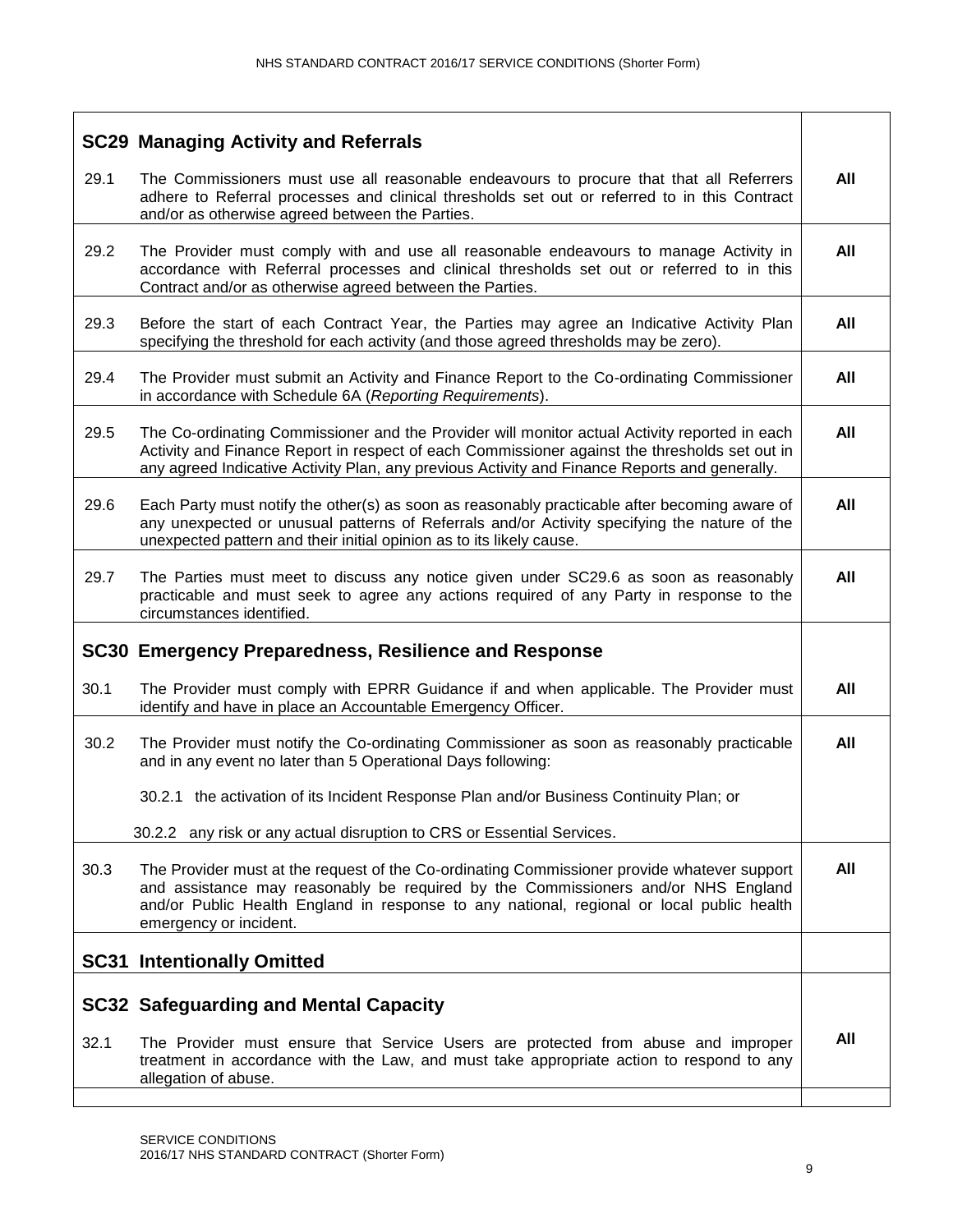| | | |
|---|---|---|
| **SC29 Managing Activity and Referrals** | | |
| 29.1 | The Commissioners must use all reasonable endeavours to procure that that all Referrers adhere to Referral processes and clinical thresholds set out or referred to in this Contract and/or as otherwise agreed between the Parties. | **All** |
| 29.2 | The Provider must comply with and use all reasonable endeavours to manage Activity in accordance with Referral processes and clinical thresholds set out or referred to in this Contract and/or as otherwise agreed between the Parties. | **All** |
| 29.3 | Before the start of each Contract Year, the Parties may agree an Indicative Activity Plan specifying the threshold for each activity (and those agreed thresholds may be zero). | **All** |
| 29.4 | The Provider must submit an Activity and Finance Report to the Co-ordinating Commissioner in accordance with Schedule 6A (*Reporting Requirements*). | **All** |
| 29.5 | The Co-ordinating Commissioner and the Provider will monitor actual Activity reported in each Activity and Finance Report in respect of each Commissioner against the thresholds set out in any agreed Indicative Activity Plan, any previous Activity and Finance Reports and generally. | **All** |
| 29.6 | Each Party must notify the other(s) as soon as reasonably practicable after becoming aware of any unexpected or unusual patterns of Referrals and/or Activity specifying the nature of the unexpected pattern and their initial opinion as to its likely cause. | **All** |
| 29.7 | The Parties must meet to discuss any notice given under SC29.6 as soon as reasonably practicable and must seek to agree any actions required of any Party in response to the circumstances identified. | **All** |
| **SC30 Emergency Preparedness, Resilience and Response** | | |
| 30.1 | The Provider must comply with EPRR Guidance if and when applicable. The Provider must identify and have in place an Accountable Emergency Officer. | **All** |
| 30.2 | The Provider must notify the Co-ordinating Commissioner as soon as reasonably practicable and in any event no later than 5 Operational Days following:<br><br>30.2.1 the activation of its Incident Response Plan and/or Business Continuity Plan; or<br><br>30.2.2 any risk or any actual disruption to CRS or Essential Services. | **All** |
| 30.3 | The Provider must at the request of the Co-ordinating Commissioner provide whatever support and assistance may reasonably be required by the Commissioners and/or NHS England and/or Public Health England in response to any national, regional or local public health emergency or incident. | **All** |
| **SC31 Intentionally Omitted** | | |
| **SC32 Safeguarding and Mental Capacity** | | |
| 32.1 | The Provider must ensure that Service Users are protected from abuse and improper treatment in accordance with the Law, and must take appropriate action to respond to any allegation of abuse. | **All** |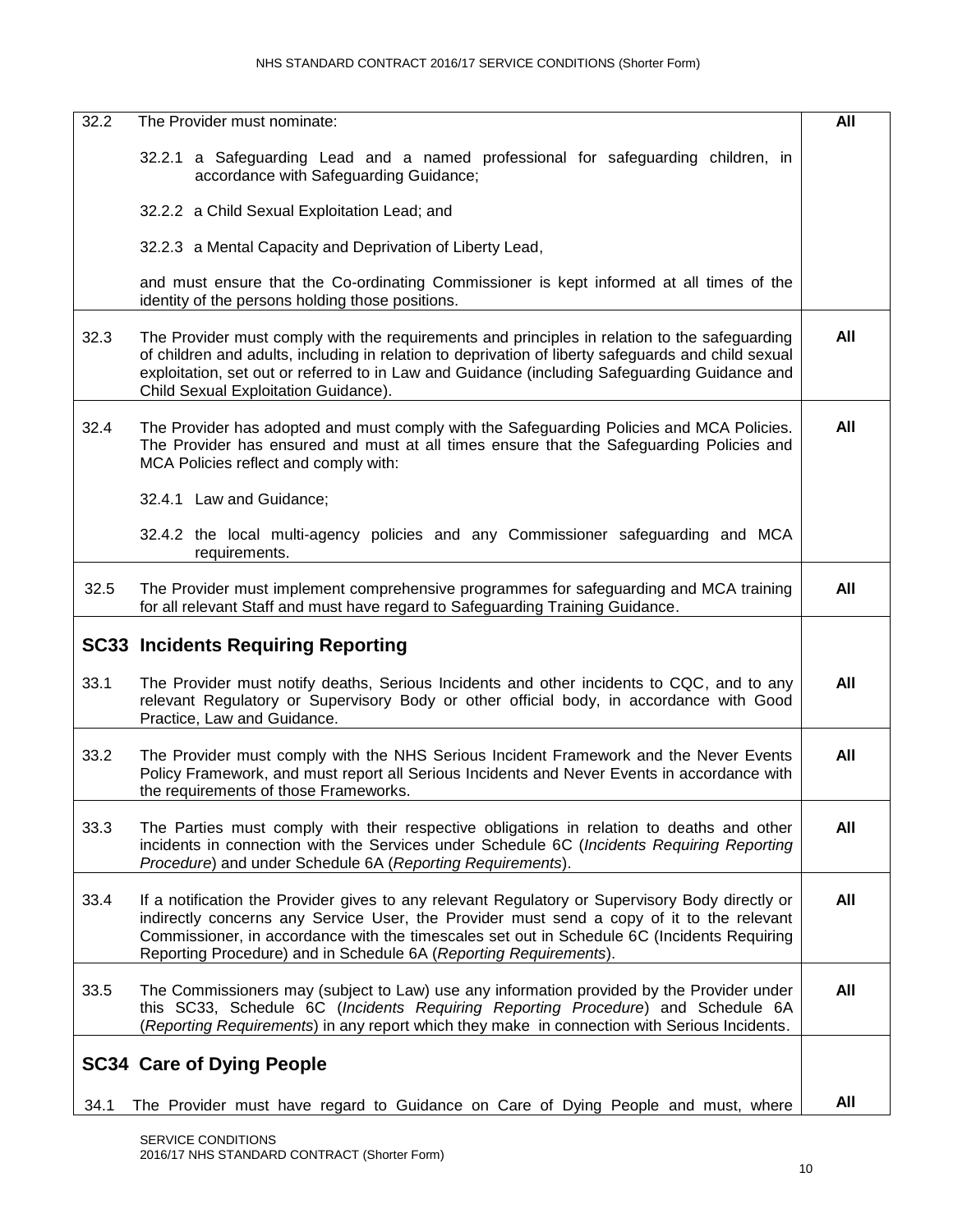| | | |
|---|---|---|
| 32.2 | The Provider must nominate:<br><br>32.2.1 a Safeguarding Lead and a named professional for safeguarding children, in accordance with Safeguarding Guidance;<br><br>32.2.2 a Child Sexual Exploitation Lead; and<br><br>32.2.3 a Mental Capacity and Deprivation of Liberty Lead,<br><br>and must ensure that the Co-ordinating Commissioner is kept informed at all times of the identity of the persons holding those positions. | **All** |
| 32.3 | The Provider must comply with the requirements and principles in relation to the safeguarding of children and adults, including in relation to deprivation of liberty safeguards and child sexual exploitation, set out or referred to in Law and Guidance (including Safeguarding Guidance and Child Sexual Exploitation Guidance). | **All** |
| 32.4 | The Provider has adopted and must comply with the Safeguarding Policies and MCA Policies. The Provider has ensured and must at all times ensure that the Safeguarding Policies and MCA Policies reflect and comply with:<br><br>32.4.1 Law and Guidance;<br><br>32.4.2 the local multi-agency policies and any Commissioner safeguarding and MCA requirements. | **All** |
| 32.5 | The Provider must implement comprehensive programmes for safeguarding and MCA training for all relevant Staff and must have regard to Safeguarding Training Guidance. | **All** |
| **SC33** | **Incidents Requiring Reporting** | |
| 33.1 | The Provider must notify deaths, Serious Incidents and other incidents to CQC, and to any relevant Regulatory or Supervisory Body or other official body, in accordance with Good Practice, Law and Guidance. | **All** |
| 33.2 | The Provider must comply with the NHS Serious Incident Framework and the Never Events Policy Framework, and must report all Serious Incidents and Never Events in accordance with the requirements of those Frameworks. | **All** |
| 33.3 | The Parties must comply with their respective obligations in relation to deaths and other incidents in connection with the Services under Schedule 6C (*Incidents Requiring Reporting Procedure*) and under Schedule 6A (*Reporting Requirements*). | **All** |
| 33.4 | If a notification the Provider gives to any relevant Regulatory or Supervisory Body directly or indirectly concerns any Service User, the Provider must send a copy of it to the relevant Commissioner, in accordance with the timescales set out in Schedule 6C (Incidents Requiring Reporting Procedure) and in Schedule 6A (*Reporting Requirements*). | **All** |
| 33.5 | The Commissioners may (subject to Law) use any information provided by the Provider under this SC33, Schedule 6C (*Incidents Requiring Reporting Procedure*) and Schedule 6A (*Reporting Requirements*) in any report which they make in connection with Serious Incidents. | **All** |
| **SC34** | **Care of Dying People** | |
| 34.1 | The Provider must have regard to Guidance on Care of Dying People and must, where | **All** |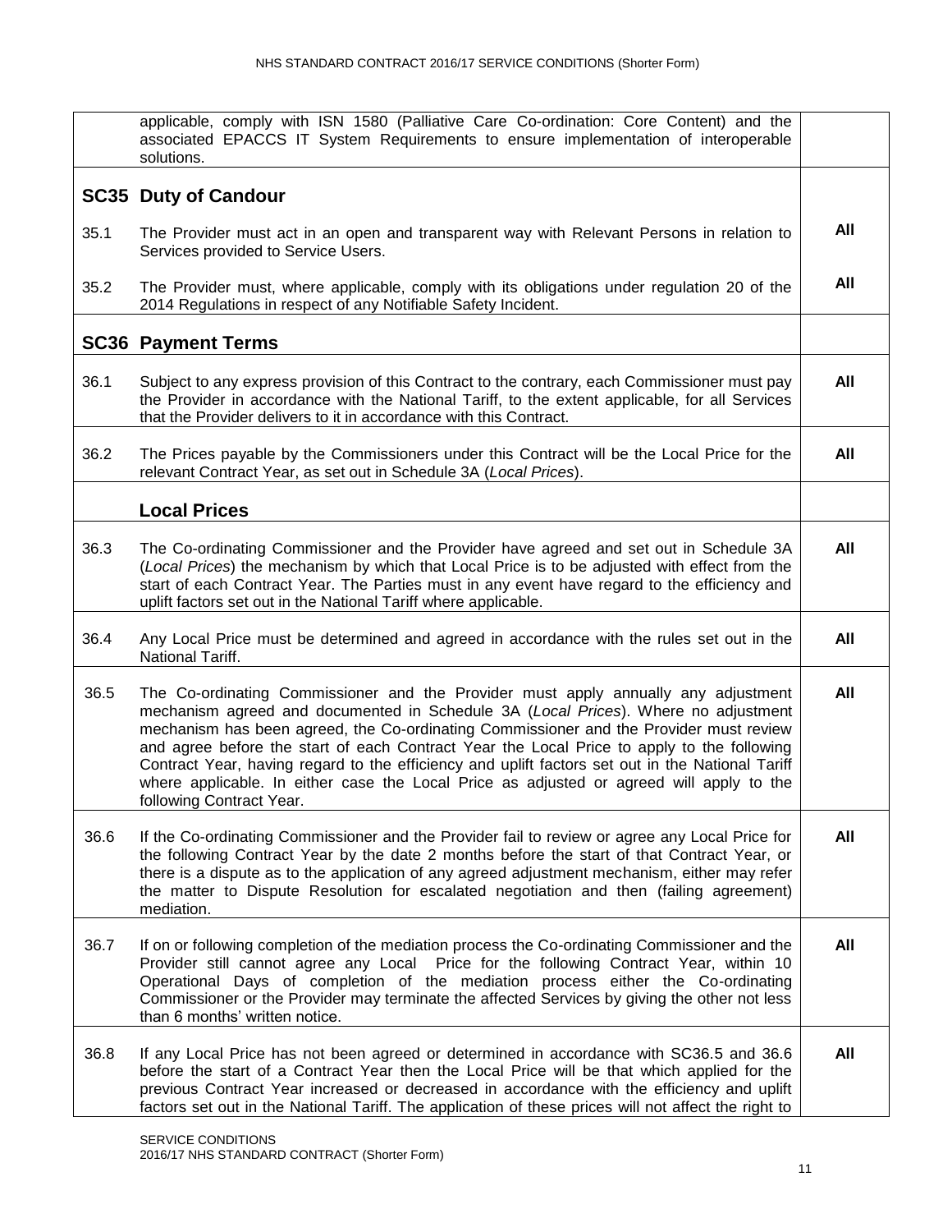| | | |
|---|---|---|
| | applicable, comply with ISN 1580 (Palliative Care Co-ordination: Core Content) and the associated EPACCS IT System Requirements to ensure implementation of interoperable solutions. | |
| **SC35** | **Duty of Candour** | |
| 35.1 | The Provider must act in an open and transparent way with Relevant Persons in relation to Services provided to Service Users. | **All** |
| 35.2 | The Provider must, where applicable, comply with its obligations under regulation 20 of the 2014 Regulations in respect of any Notifiable Safety Incident. | **All** |
| **SC36** | **Payment Terms** | |
| 36.1 | Subject to any express provision of this Contract to the contrary, each Commissioner must pay the Provider in accordance with the National Tariff, to the extent applicable, for all Services that the Provider delivers to it in accordance with this Contract. | **All** |
| 36.2 | The Prices payable by the Commissioners under this Contract will be the Local Price for the relevant Contract Year, as set out in Schedule 3A (*Local Prices*). | **All** |
| | **Local Prices** | |
| 36.3 | The Co-ordinating Commissioner and the Provider have agreed and set out in Schedule 3A (*Local Prices*) the mechanism by which that Local Price is to be adjusted with effect from the start of each Contract Year. The Parties must in any event have regard to the efficiency and uplift factors set out in the National Tariff where applicable. | **All** |
| 36.4 | Any Local Price must be determined and agreed in accordance with the rules set out in the National Tariff. | **All** |
| 36.5 | The Co-ordinating Commissioner and the Provider must apply annually any adjustment mechanism agreed and documented in Schedule 3A (*Local Prices*). Where no adjustment mechanism has been agreed, the Co-ordinating Commissioner and the Provider must review and agree before the start of each Contract Year the Local Price to apply to the following Contract Year, having regard to the efficiency and uplift factors set out in the National Tariff where applicable. In either case the Local Price as adjusted or agreed will apply to the following Contract Year. | **All** |
| 36.6 | If the Co-ordinating Commissioner and the Provider fail to review or agree any Local Price for the following Contract Year by the date 2 months before the start of that Contract Year, or there is a dispute as to the application of any agreed adjustment mechanism, either may refer the matter to Dispute Resolution for escalated negotiation and then (failing agreement) mediation. | **All** |
| 36.7 | If on or following completion of the mediation process the Co-ordinating Commissioner and the Provider still cannot agree any Local Price for the following Contract Year, within 10 Operational Days of completion of the mediation process either the Co-ordinating Commissioner or the Provider may terminate the affected Services by giving the other not less than 6 months' written notice. | **All** |
| 36.8 | If any Local Price has not been agreed or determined in accordance with SC36.5 and 36.6 before the start of a Contract Year then the Local Price will be that which applied for the previous Contract Year increased or decreased in accordance with the efficiency and uplift factors set out in the National Tariff. The application of these prices will not affect the right to | **All** |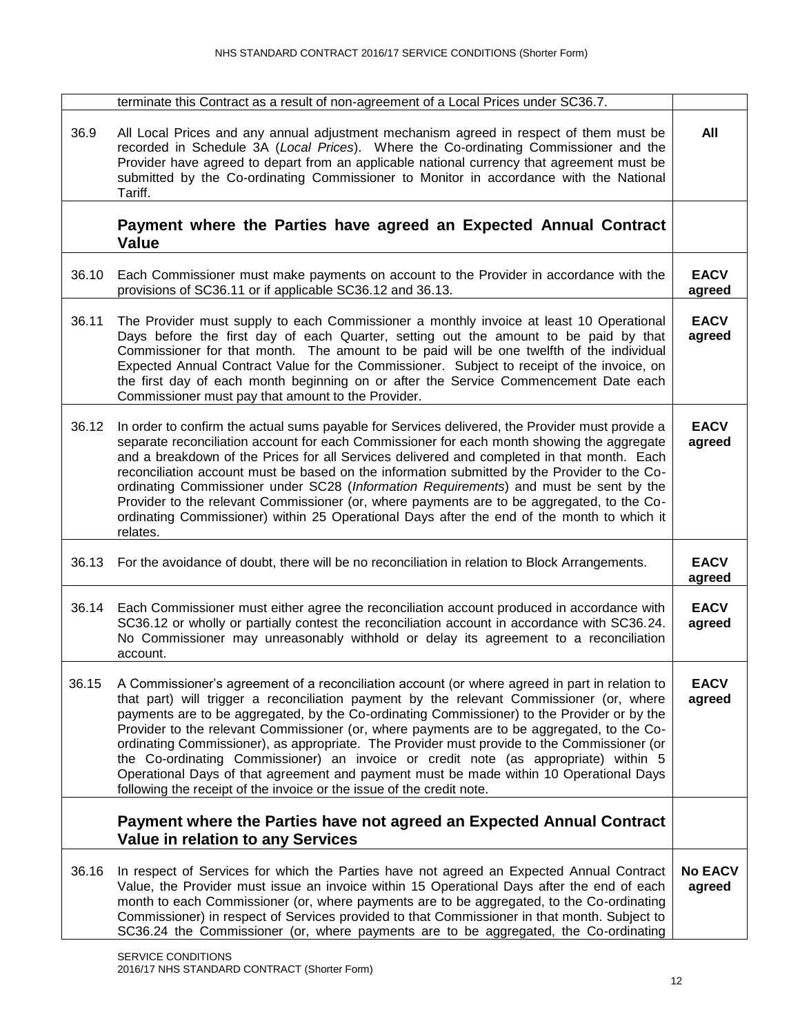| | | |
|---|---|---|
| | terminate this Contract as a result of non-agreement of a Local Prices under SC36.7. | |
| 36.9 | All Local Prices and any annual adjustment mechanism agreed in respect of them must be recorded in Schedule 3A (*Local Prices*). Where the Co-ordinating Commissioner and the Provider have agreed to depart from an applicable national currency that agreement must be submitted by the Co-ordinating Commissioner to Monitor in accordance with the National Tariff. | **All** |
| | **Payment where the Parties have agreed an Expected Annual Contract Value** | |
| 36.10 | Each Commissioner must make payments on account to the Provider in accordance with the provisions of SC36.11 or if applicable SC36.12 and 36.13. | **EACV agreed** |
| 36.11 | The Provider must supply to each Commissioner a monthly invoice at least 10 Operational Days before the first day of each Quarter, setting out the amount to be paid by that Commissioner for that month. The amount to be paid will be one twelfth of the individual Expected Annual Contract Value for the Commissioner. Subject to receipt of the invoice, on the first day of each month beginning on or after the Service Commencement Date each Commissioner must pay that amount to the Provider. | **EACV agreed** |
| 36.12 | In order to confirm the actual sums payable for Services delivered, the Provider must provide a separate reconciliation account for each Commissioner for each month showing the aggregate and a breakdown of the Prices for all Services delivered and completed in that month. Each reconciliation account must be based on the information submitted by the Provider to the Co-ordinating Commissioner under SC28 (*Information Requirements*) and must be sent by the Provider to the relevant Commissioner (or, where payments are to be aggregated, to the Co-ordinating Commissioner) within 25 Operational Days after the end of the month to which it relates. | **EACV agreed** |
| 36.13 | For the avoidance of doubt, there will be no reconciliation in relation to Block Arrangements. | **EACV agreed** |
| 36.14 | Each Commissioner must either agree the reconciliation account produced in accordance with SC36.12 or wholly or partially contest the reconciliation account in accordance with SC36.24. No Commissioner may unreasonably withhold or delay its agreement to a reconciliation account. | **EACV agreed** |
| 36.15 | A Commissioner's agreement of a reconciliation account (or where agreed in part in relation to that part) will trigger a reconciliation payment by the relevant Commissioner (or, where payments are to be aggregated, by the Co-ordinating Commissioner) to the Provider or by the Provider to the relevant Commissioner (or, where payments are to be aggregated, to the Co-ordinating Commissioner), as appropriate. The Provider must provide to the Commissioner (or the Co-ordinating Commissioner) an invoice or credit note (as appropriate) within 5 Operational Days of that agreement and payment must be made within 10 Operational Days following the receipt of the invoice or the issue of the credit note. | **EACV agreed** |
| | **Payment where the Parties have not agreed an Expected Annual Contract Value in relation to any Services** | |
| 36.16 | In respect of Services for which the Parties have not agreed an Expected Annual Contract Value, the Provider must issue an invoice within 15 Operational Days after the end of each month to each Commissioner (or, where payments are to be aggregated, to the Co-ordinating Commissioner) in respect of Services provided to that Commissioner in that month. Subject to SC36.24 the Commissioner (or, where payments are to be aggregated, the Co-ordinating | **No EACV agreed** |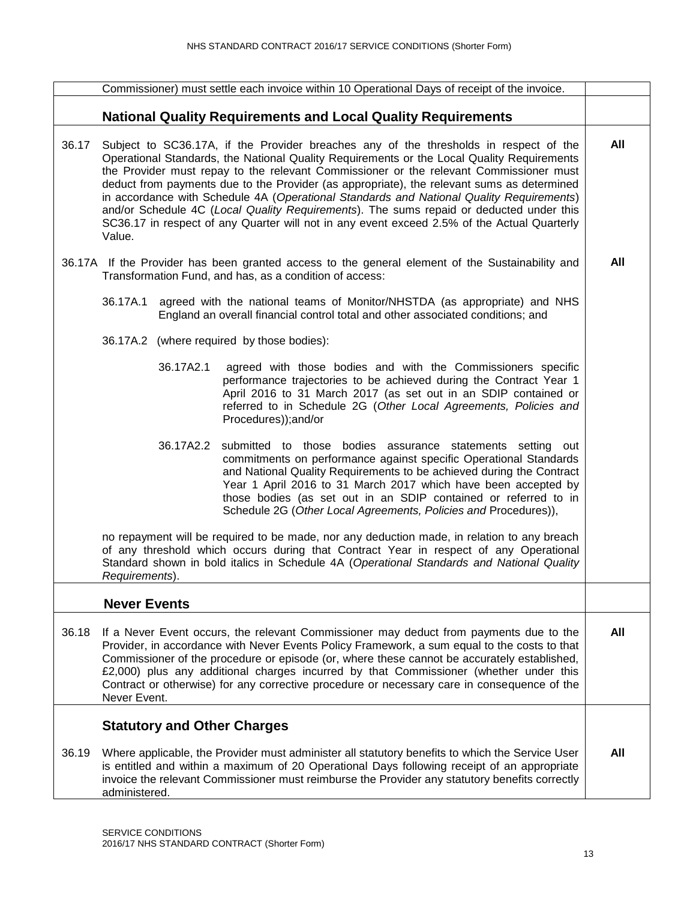| | | |
|---|---|---|
| | Commissioner) must settle each invoice within 10 Operational Days of receipt of the invoice. | |
| | **National Quality Requirements and Local Quality Requirements** | |
| 36.17 | Subject to SC36.17A, if the Provider breaches any of the thresholds in respect of the Operational Standards, the National Quality Requirements or the Local Quality Requirements the Provider must repay to the relevant Commissioner or the relevant Commissioner must deduct from payments due to the Provider (as appropriate), the relevant sums as determined in accordance with Schedule 4A (*Operational Standards and National Quality Requirements*) and/or Schedule 4C (*Local Quality Requirements*). The sums repaid or deducted under this SC36.17 in respect of any Quarter will not in any event exceed 2.5% of the Actual Quarterly Value. | **All** |
| 36.17A | If the Provider has been granted access to the general element of the Sustainability and Transformation Fund, and has, as a condition of access:<br><br>36.17A.1 agreed with the national teams of Monitor/NHSTDA (as appropriate) and NHS England an overall financial control total and other associated conditions; and<br><br>36.17A.2 (where required by those bodies):<br><br>36.17A2.1 agreed with those bodies and with the Commissioners specific performance trajectories to be achieved during the Contract Year 1 April 2016 to 31 March 2017 (as set out in an SDIP contained or referred to in Schedule 2G (*Other Local Agreements, Policies and* Procedures));and/or<br><br>36.17A2.2 submitted to those bodies assurance statements setting out commitments on performance against specific Operational Standards and National Quality Requirements to be achieved during the Contract Year 1 April 2016 to 31 March 2017 which have been accepted by those bodies (as set out in an SDIP contained or referred to in Schedule 2G (*Other Local Agreements, Policies and* Procedures)),<br><br>no repayment will be required to be made, nor any deduction made, in relation to any breach of any threshold which occurs during that Contract Year in respect of any Operational Standard shown in bold italics in Schedule 4A (*Operational Standards and National Quality Requirements*). | **All** |
| | **Never Events** | |
| 36.18 | If a Never Event occurs, the relevant Commissioner may deduct from payments due to the Provider, in accordance with Never Events Policy Framework, a sum equal to the costs to that Commissioner of the procedure or episode (or, where these cannot be accurately established, £2,000) plus any additional charges incurred by that Commissioner (whether under this Contract or otherwise) for any corrective procedure or necessary care in consequence of the Never Event. | **All** |
| | **Statutory and Other Charges** | |
| 36.19 | Where applicable, the Provider must administer all statutory benefits to which the Service User is entitled and within a maximum of 20 Operational Days following receipt of an appropriate invoice the relevant Commissioner must reimburse the Provider any statutory benefits correctly administered. | **All** |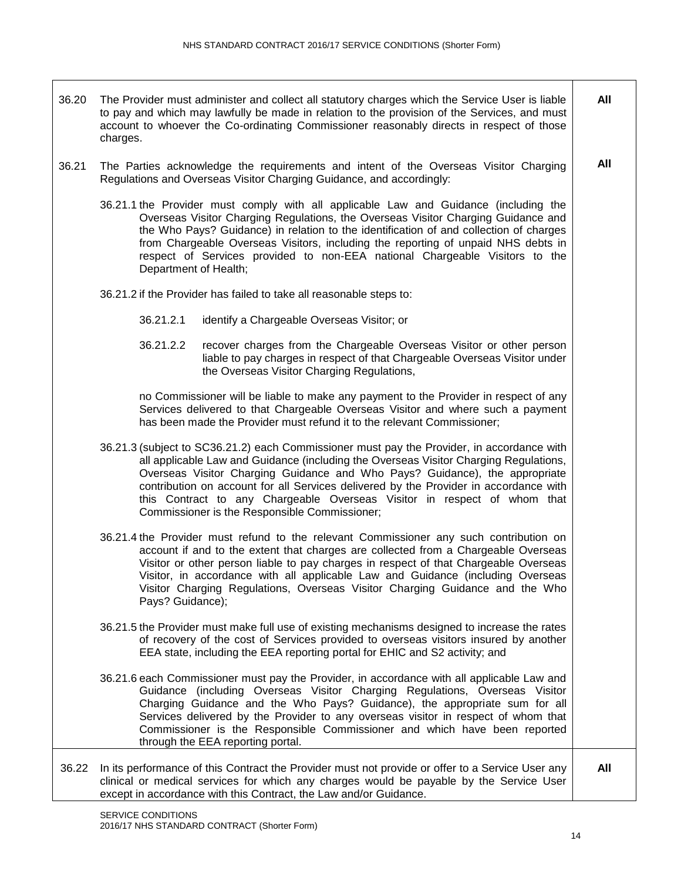| | | |
|---|---|---|
| 36.20 | The Provider must administer and collect all statutory charges which the Service User is liable to pay and which may lawfully be made in relation to the provision of the Services, and must account to whoever the Co-ordinating Commissioner reasonably directs in respect of those charges. | **All** |
| 36.21 | The Parties acknowledge the requirements and intent of the Overseas Visitor Charging Regulations and Overseas Visitor Charging Guidance, and accordingly:<br><br>36.21.1 the Provider must comply with all applicable Law and Guidance (including the Overseas Visitor Charging Regulations, the Overseas Visitor Charging Guidance and the Who Pays? Guidance) in relation to the identification of and collection of charges from Chargeable Overseas Visitors, including the reporting of unpaid NHS debts in respect of Services provided to non-EEA national Chargeable Visitors to the Department of Health;<br><br>36.21.2 if the Provider has failed to take all reasonable steps to:<br><br>36.21.2.1 identify a Chargeable Overseas Visitor; or<br><br>36.21.2.2 recover charges from the Chargeable Overseas Visitor or other person liable to pay charges in respect of that Chargeable Overseas Visitor under the Overseas Visitor Charging Regulations,<br><br>no Commissioner will be liable to make any payment to the Provider in respect of any Services delivered to that Chargeable Overseas Visitor and where such a payment has been made the Provider must refund it to the relevant Commissioner;<br><br>36.21.3 (subject to SC36.21.2) each Commissioner must pay the Provider, in accordance with all applicable Law and Guidance (including the Overseas Visitor Charging Regulations, Overseas Visitor Charging Guidance and Who Pays? Guidance), the appropriate contribution on account for all Services delivered by the Provider in accordance with this Contract to any Chargeable Overseas Visitor in respect of whom that Commissioner is the Responsible Commissioner;<br><br>36.21.4 the Provider must refund to the relevant Commissioner any such contribution on account if and to the extent that charges are collected from a Chargeable Overseas Visitor or other person liable to pay charges in respect of that Chargeable Overseas Visitor, in accordance with all applicable Law and Guidance (including Overseas Visitor Charging Regulations, Overseas Visitor Charging Guidance and the Who Pays? Guidance);<br><br>36.21.5 the Provider must make full use of existing mechanisms designed to increase the rates of recovery of the cost of Services provided to overseas visitors insured by another EEA state, including the EEA reporting portal for EHIC and S2 activity; and<br><br>36.21.6 each Commissioner must pay the Provider, in accordance with all applicable Law and Guidance (including Overseas Visitor Charging Regulations, Overseas Visitor Charging Guidance and the Who Pays? Guidance), the appropriate sum for all Services delivered by the Provider to any overseas visitor in respect of whom that Commissioner is the Responsible Commissioner and which have been reported through the EEA reporting portal. | **All** |
| 36.22 | In its performance of this Contract the Provider must not provide or offer to a Service User any clinical or medical services for which any charges would be payable by the Service User except in accordance with this Contract, the Law and/or Guidance. | **All** |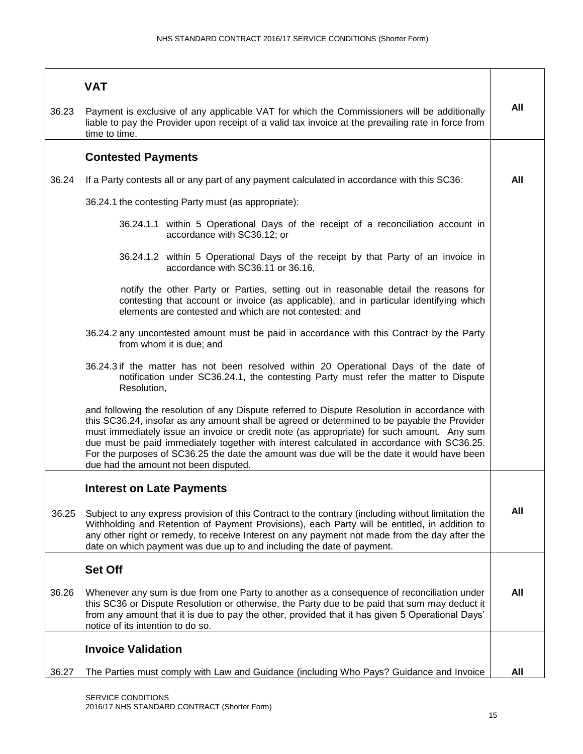| | | |
|---|---|---|
| | **VAT** | |
| 36.23 | Payment is exclusive of any applicable VAT for which the Commissioners will be additionally liable to pay the Provider upon receipt of a valid tax invoice at the prevailing rate in force from time to time. | **All** |
| | **Contested Payments** | |
| 36.24 | If a Party contests all or any part of any payment calculated in accordance with this SC36:<br><br>36.24.1 the contesting Party must (as appropriate):<br><br>36.24.1.1 within 5 Operational Days of the receipt of a reconciliation account in accordance with SC36.12; or<br><br>36.24.1.2 within 5 Operational Days of the receipt by that Party of an invoice in accordance with SC36.11 or 36.16,<br><br>notify the other Party or Parties, setting out in reasonable detail the reasons for contesting that account or invoice (as applicable), and in particular identifying which elements are contested and which are not contested; and<br><br>36.24.2 any uncontested amount must be paid in accordance with this Contract by the Party from whom it is due; and<br><br>36.24.3 if the matter has not been resolved within 20 Operational Days of the date of notification under SC36.24.1, the contesting Party must refer the matter to Dispute Resolution,<br><br>and following the resolution of any Dispute referred to Dispute Resolution in accordance with this SC36.24, insofar as any amount shall be agreed or determined to be payable the Provider must immediately issue an invoice or credit note (as appropriate) for such amount. Any sum due must be paid immediately together with interest calculated in accordance with SC36.25. For the purposes of SC36.25 the date the amount was due will be the date it would have been due had the amount not been disputed. | **All** |
| | **Interest on Late Payments** | |
| 36.25 | Subject to any express provision of this Contract to the contrary (including without limitation the Withholding and Retention of Payment Provisions), each Party will be entitled, in addition to any other right or remedy, to receive Interest on any payment not made from the day after the date on which payment was due up to and including the date of payment. | **All** |
| | **Set Off** | |
| 36.26 | Whenever any sum is due from one Party to another as a consequence of reconciliation under this SC36 or Dispute Resolution or otherwise, the Party due to be paid that sum may deduct it from any amount that it is due to pay the other, provided that it has given 5 Operational Days' notice of its intention to do so. | **All** |
| | **Invoice Validation** | |
| 36.27 | The Parties must comply with Law and Guidance (including Who Pays? Guidance and Invoice | **All** |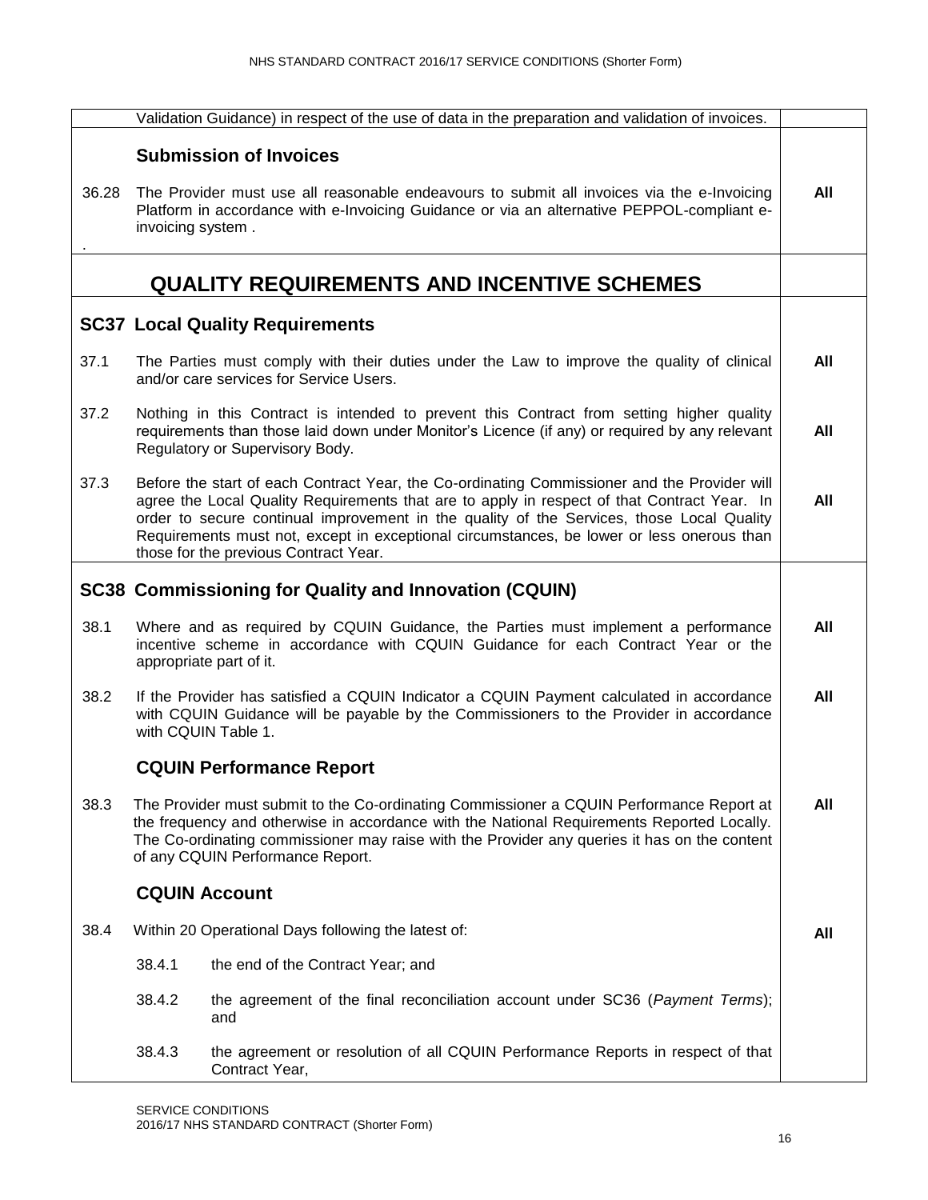| | | |
|---|---|---|
| | Validation Guidance) in respect of the use of data in the preparation and validation of invoices. | |
| | **Submission of Invoices** | |
| 36.28 | The Provider must use all reasonable endeavours to submit all invoices via the e-Invoicing Platform in accordance with e-Invoicing Guidance or via an alternative PEPPOL-compliant e-invoicing system . | **All** |
| . | | |

## QUALITY REQUIREMENTS AND INCENTIVE SCHEMES

### SC37 Local Quality Requirements

| | | |
|---|---|---|
| 37.1 | The Parties must comply with their duties under the Law to improve the quality of clinical and/or care services for Service Users. | **All** |
| 37.2 | Nothing in this Contract is intended to prevent this Contract from setting higher quality requirements than those laid down under Monitor's Licence (if any) or required by any relevant Regulatory or Supervisory Body. | **All** |
| 37.3 | Before the start of each Contract Year, the Co-ordinating Commissioner and the Provider will agree the Local Quality Requirements that are to apply in respect of that Contract Year. In order to secure continual improvement in the quality of the Services, those Local Quality Requirements must not, except in exceptional circumstances, be lower or less onerous than those for the previous Contract Year. | **All** |

### SC38 Commissioning for Quality and Innovation (CQUIN)

| | | |
|---|---|---|
| 38.1 | Where and as required by CQUIN Guidance, the Parties must implement a performance incentive scheme in accordance with CQUIN Guidance for each Contract Year or the appropriate part of it. | **All** |
| 38.2 | If the Provider has satisfied a CQUIN Indicator a CQUIN Payment calculated in accordance with CQUIN Guidance will be payable by the Commissioners to the Provider in accordance with CQUIN Table 1. | **All** |
| | **CQUIN Performance Report** | |
| 38.3 | The Provider must submit to the Co-ordinating Commissioner a CQUIN Performance Report at the frequency and otherwise in accordance with the National Requirements Reported Locally. The Co-ordinating commissioner may raise with the Provider any queries it has on the content of any CQUIN Performance Report. | **All** |
| | **CQUIN Account** | |
| 38.4 | Within 20 Operational Days following the latest of: | **All** |
| | 38.4.1 the end of the Contract Year; and | |
| | 38.4.2 the agreement of the final reconciliation account under SC36 (*Payment Terms*); and | |
| | 38.4.3 the agreement or resolution of all CQUIN Performance Reports in respect of that Contract Year, | |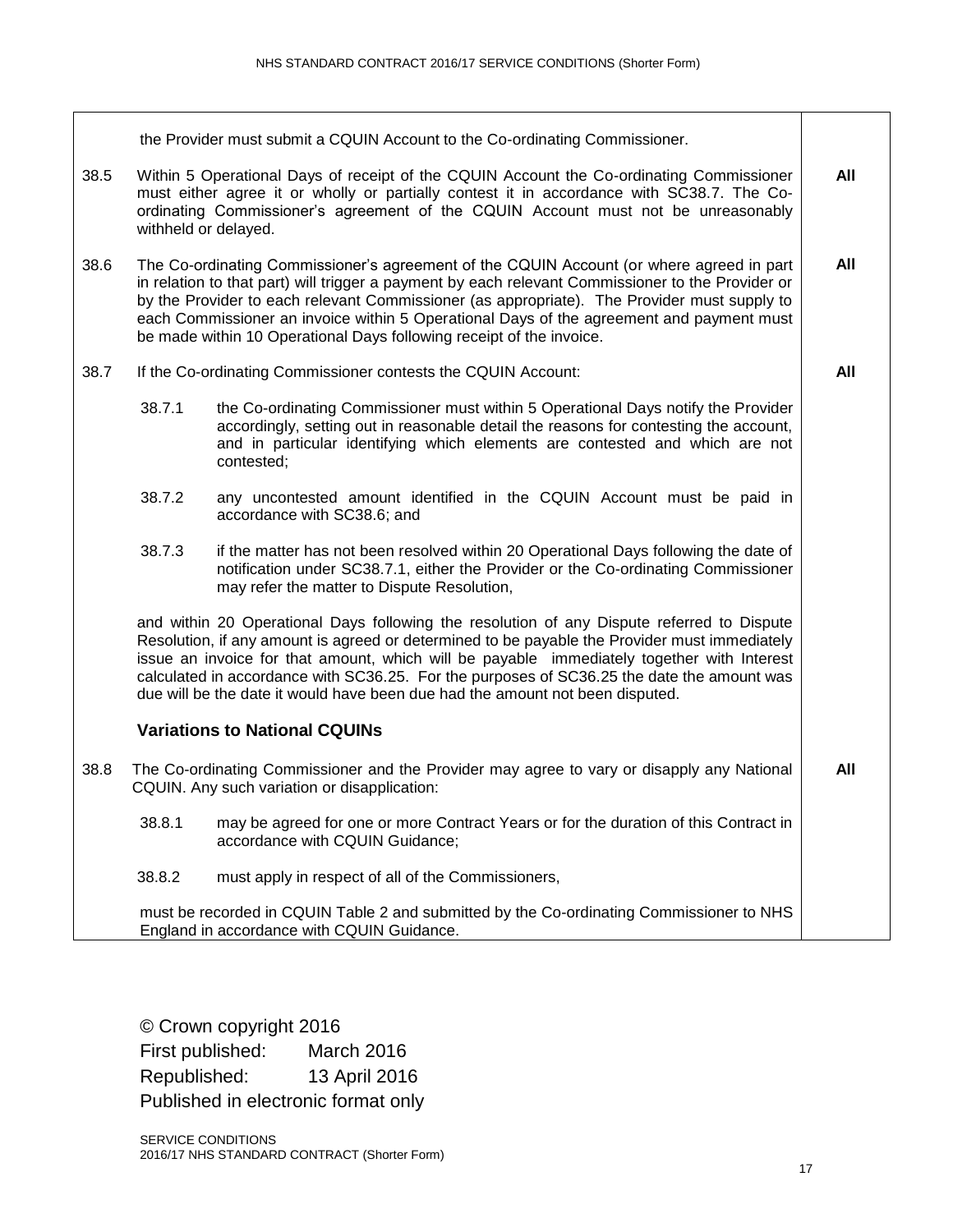| | | |
|---|---|---|
| | the Provider must submit a CQUIN Account to the Co-ordinating Commissioner. | |
| 38.5 | Within 5 Operational Days of receipt of the CQUIN Account the Co-ordinating Commissioner must either agree it or wholly or partially contest it in accordance with SC38.7. The Co-ordinating Commissioner's agreement of the CQUIN Account must not be unreasonably withheld or delayed. | **All** |
| 38.6 | The Co-ordinating Commissioner's agreement of the CQUIN Account (or where agreed in part in relation to that part) will trigger a payment by each relevant Commissioner to the Provider or by the Provider to each relevant Commissioner (as appropriate). The Provider must supply to each Commissioner an invoice within 5 Operational Days of the agreement and payment must be made within 10 Operational Days following receipt of the invoice. | **All** |
| 38.7 | If the Co-ordinating Commissioner contests the CQUIN Account:<br><br>38.7.1 the Co-ordinating Commissioner must within 5 Operational Days notify the Provider accordingly, setting out in reasonable detail the reasons for contesting the account, and in particular identifying which elements are contested and which are not contested;<br><br>38.7.2 any uncontested amount identified in the CQUIN Account must be paid in accordance with SC38.6; and<br><br>38.7.3 if the matter has not been resolved within 20 Operational Days following the date of notification under SC38.7.1, either the Provider or the Co-ordinating Commissioner may refer the matter to Dispute Resolution,<br><br>and within 20 Operational Days following the resolution of any Dispute referred to Dispute Resolution, if any amount is agreed or determined to be payable the Provider must immediately issue an invoice for that amount, which will be payable immediately together with Interest calculated in accordance with SC36.25. For the purposes of SC36.25 the date the amount was due will be the date it would have been due had the amount not been disputed. | **All** |
| | **Variations to National CQUINs** | |
| 38.8 | The Co-ordinating Commissioner and the Provider may agree to vary or disapply any National CQUIN. Any such variation or disapplication:<br><br>38.8.1 may be agreed for one or more Contract Years or for the duration of this Contract in accordance with CQUIN Guidance;<br><br>38.8.2 must apply in respect of all of the Commissioners,<br><br>must be recorded in CQUIN Table 2 and submitted by the Co-ordinating Commissioner to NHS England in accordance with CQUIN Guidance. | **All** |

© Crown copyright 2016
First published: March 2016
Republished: 13 April 2016
Published in electronic format only